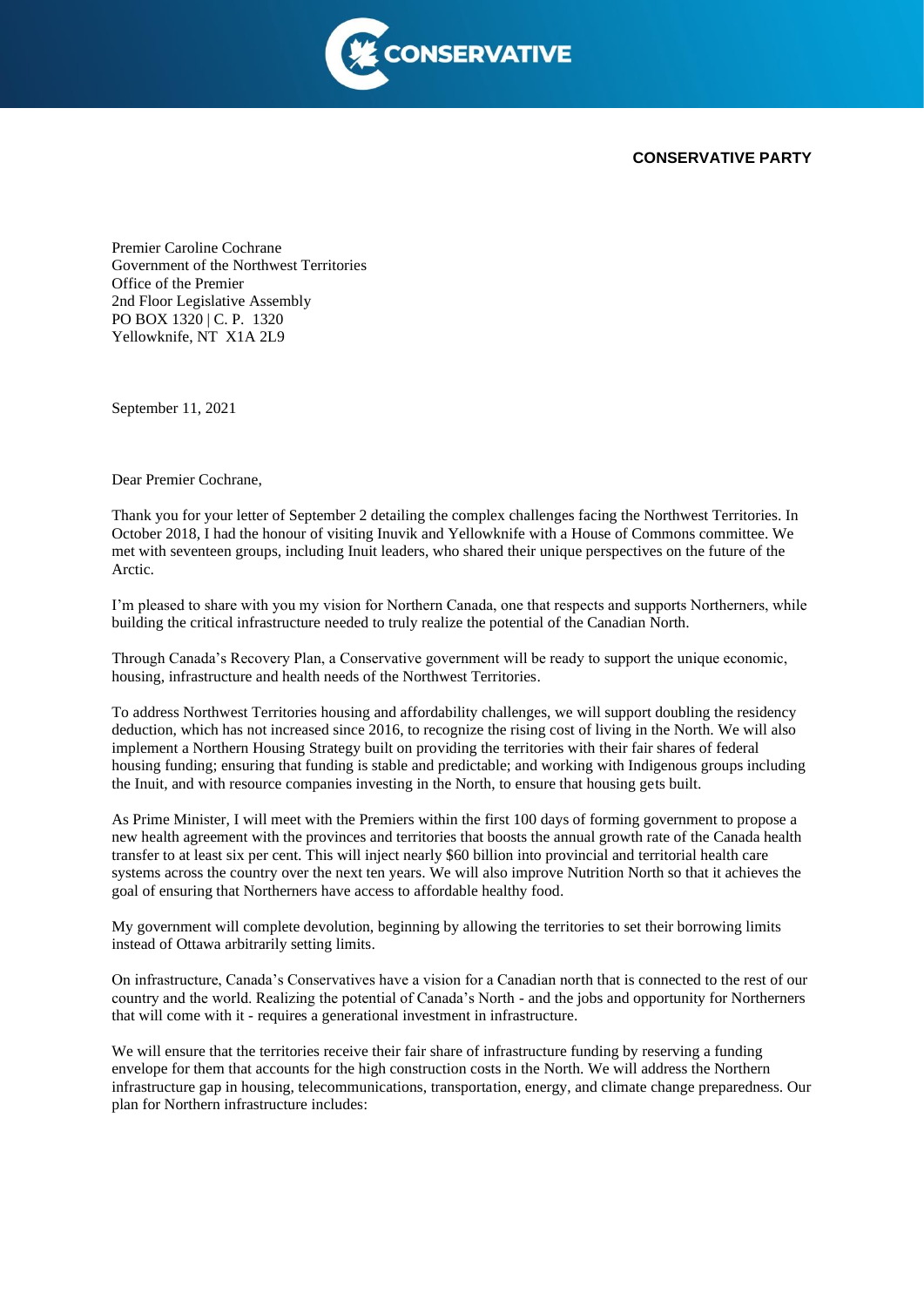**CONSERVATIVE PARTY**

Premier Caroline Cochrane
Government of the Northwest Territories
Office of the Premier
2nd Floor Legislative Assembly
PO BOX 1320 | C. P. 1320
Yellowknife, NT X1A 2L9

September 11, 2021

Dear Premier Cochrane,

Thank you for your letter of September 2 detailing the complex challenges facing the Northwest Territories. In October 2018, I had the honour of visiting Inuvik and Yellowknife with a House of Commons committee. We met with seventeen groups, including Inuit leaders, who shared their unique perspectives on the future of the Arctic.

I'm pleased to share with you my vision for Northern Canada, one that respects and supports Northerners, while building the critical infrastructure needed to truly realize the potential of the Canadian North.

Through Canada's Recovery Plan, a Conservative government will be ready to support the unique economic, housing, infrastructure and health needs of the Northwest Territories.

To address Northwest Territories housing and affordability challenges, we will support doubling the residency deduction, which has not increased since 2016, to recognize the rising cost of living in the North. We will also implement a Northern Housing Strategy built on providing the territories with their fair shares of federal housing funding; ensuring that funding is stable and predictable; and working with Indigenous groups including the Inuit, and with resource companies investing in the North, to ensure that housing gets built.

As Prime Minister, I will meet with the Premiers within the first 100 days of forming government to propose a new health agreement with the provinces and territories that boosts the annual growth rate of the Canada health transfer to at least six per cent. This will inject nearly $60 billion into provincial and territorial health care systems across the country over the next ten years. We will also improve Nutrition North so that it achieves the goal of ensuring that Northerners have access to affordable healthy food.

My government will complete devolution, beginning by allowing the territories to set their borrowing limits instead of Ottawa arbitrarily setting limits.

On infrastructure, Canada's Conservatives have a vision for a Canadian north that is connected to the rest of our country and the world. Realizing the potential of Canada's North - and the jobs and opportunity for Northerners that will come with it - requires a generational investment in infrastructure.

We will ensure that the territories receive their fair share of infrastructure funding by reserving a funding envelope for them that accounts for the high construction costs in the North. We will address the Northern infrastructure gap in housing, telecommunications, transportation, energy, and climate change preparedness. Our plan for Northern infrastructure includes: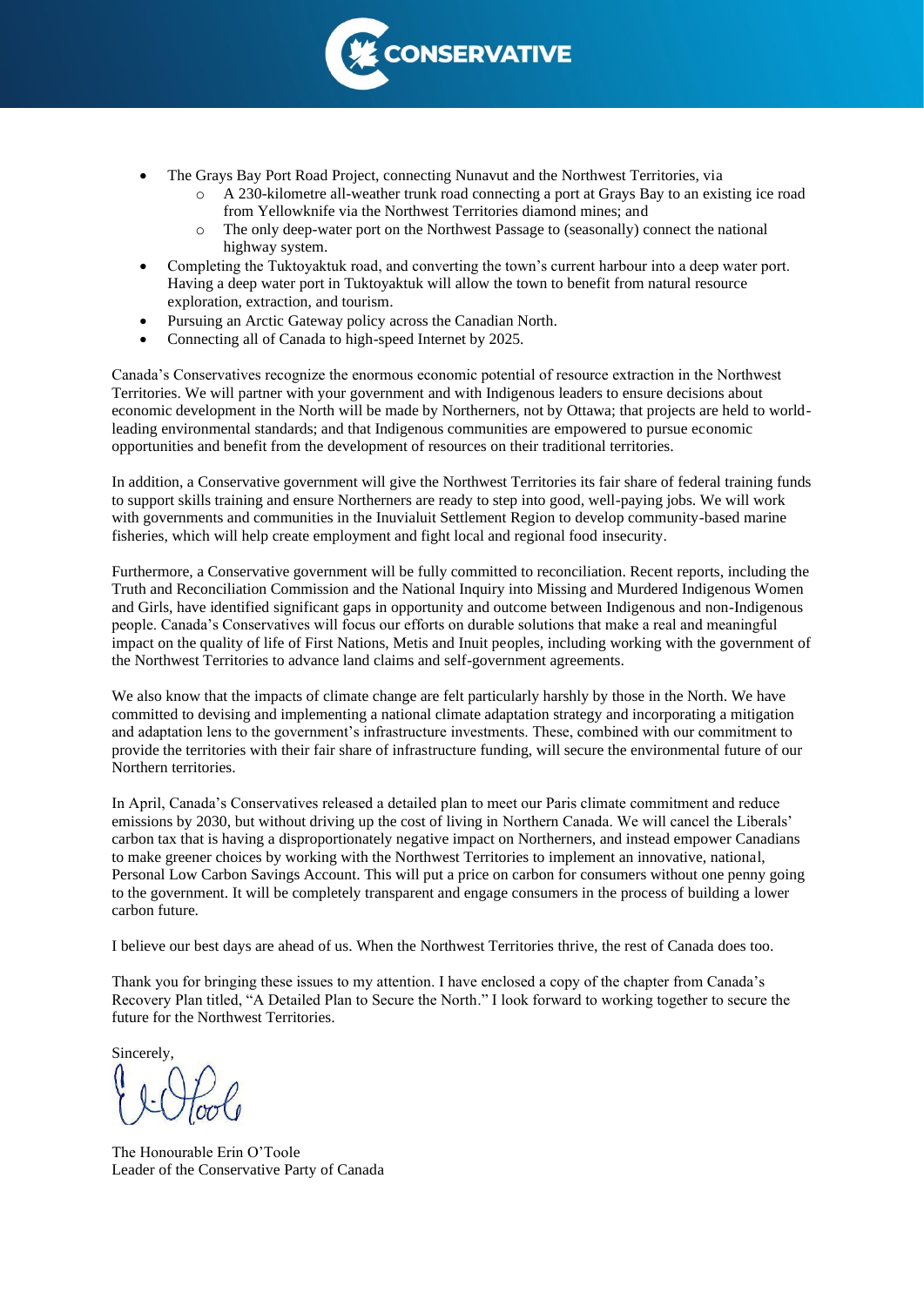- The Grays Bay Port Road Project, connecting Nunavut and the Northwest Territories, via
  - A 230-kilometre all-weather trunk road connecting a port at Grays Bay to an existing ice road from Yellowknife via the Northwest Territories diamond mines; and
  - The only deep-water port on the Northwest Passage to (seasonally) connect the national highway system.
- Completing the Tuktoyaktuk road, and converting the town's current harbour into a deep water port. Having a deep water port in Tuktoyaktuk will allow the town to benefit from natural resource exploration, extraction, and tourism.
- Pursuing an Arctic Gateway policy across the Canadian North.
- Connecting all of Canada to high-speed Internet by 2025.

Canada's Conservatives recognize the enormous economic potential of resource extraction in the Northwest Territories. We will partner with your government and with Indigenous leaders to ensure decisions about economic development in the North will be made by Northerners, not by Ottawa; that projects are held to world-leading environmental standards; and that Indigenous communities are empowered to pursue economic opportunities and benefit from the development of resources on their traditional territories.

In addition, a Conservative government will give the Northwest Territories its fair share of federal training funds to support skills training and ensure Northerners are ready to step into good, well-paying jobs. We will work with governments and communities in the Inuvialuit Settlement Region to develop community-based marine fisheries, which will help create employment and fight local and regional food insecurity.

Furthermore, a Conservative government will be fully committed to reconciliation. Recent reports, including the Truth and Reconciliation Commission and the National Inquiry into Missing and Murdered Indigenous Women and Girls, have identified significant gaps in opportunity and outcome between Indigenous and non-Indigenous people. Canada's Conservatives will focus our efforts on durable solutions that make a real and meaningful impact on the quality of life of First Nations, Metis and Inuit peoples, including working with the government of the Northwest Territories to advance land claims and self-government agreements.

We also know that the impacts of climate change are felt particularly harshly by those in the North. We have committed to devising and implementing a national climate adaptation strategy and incorporating a mitigation and adaptation lens to the government's infrastructure investments. These, combined with our commitment to provide the territories with their fair share of infrastructure funding, will secure the environmental future of our Northern territories.

In April, Canada's Conservatives released a detailed plan to meet our Paris climate commitment and reduce emissions by 2030, but without driving up the cost of living in Northern Canada. We will cancel the Liberals' carbon tax that is having a disproportionately negative impact on Northerners, and instead empower Canadians to make greener choices by working with the Northwest Territories to implement an innovative, national, Personal Low Carbon Savings Account. This will put a price on carbon for consumers without one penny going to the government. It will be completely transparent and engage consumers in the process of building a lower carbon future.

I believe our best days are ahead of us. When the Northwest Territories thrive, the rest of Canada does too.

Thank you for bringing these issues to my attention. I have enclosed a copy of the chapter from Canada's Recovery Plan titled, "A Detailed Plan to Secure the North." I look forward to working together to secure the future for the Northwest Territories.

Sincerely,

The Honourable Erin O'Toole
Leader of the Conservative Party of Canada